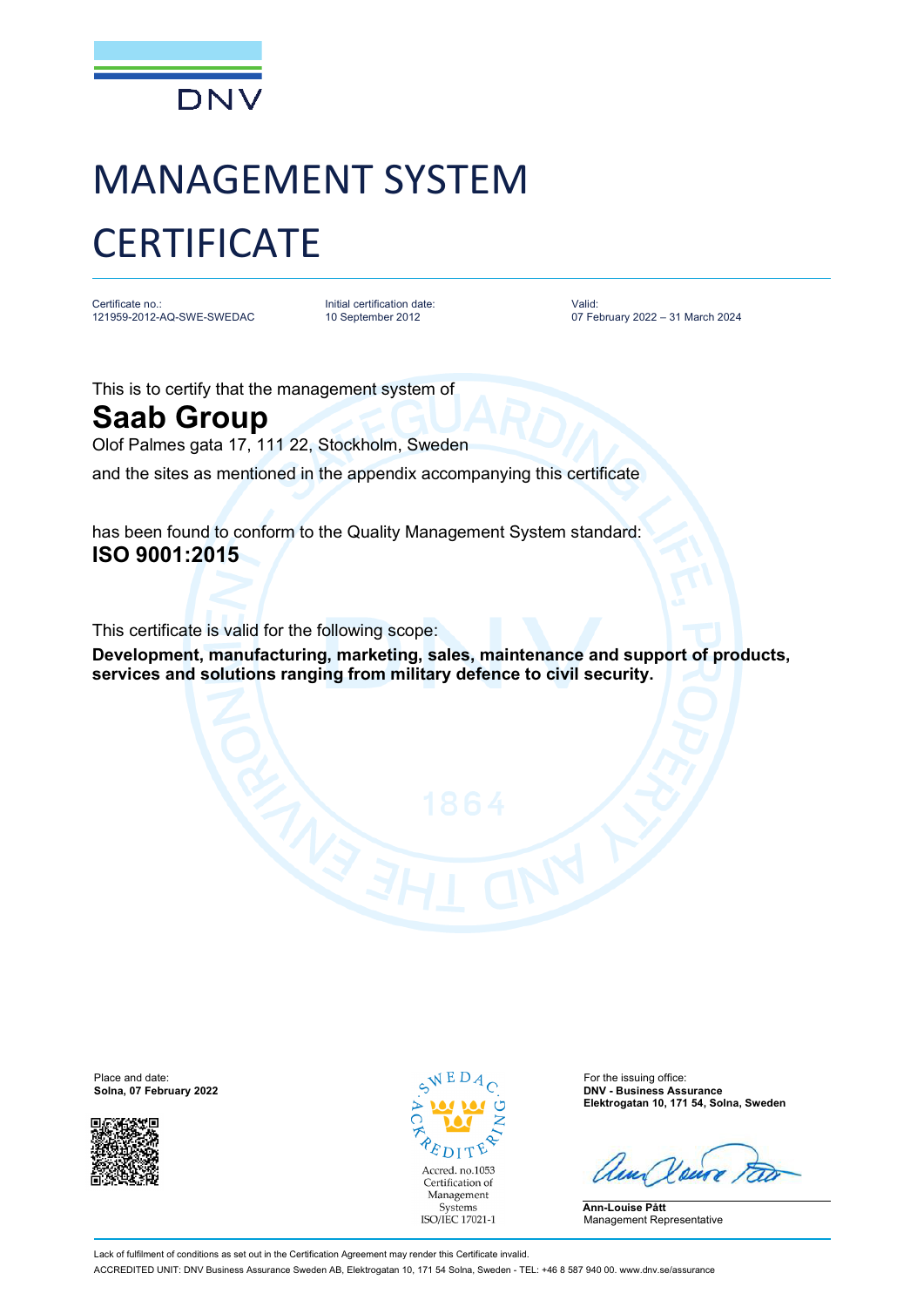DNV

# MANAGEMENT SYSTEM CERTIFICATE

| Certificate no.: | Initial certification date: | Valid: |
| --- | --- | --- |
| 121959-2012-AQ-SWE-SWEDAC | 10 September 2012 | 07 February 2022 – 31 March 2024 |

This is to certify that the management system of

## Saab Group

Olof Palmes gata 17, 111 22, Stockholm, Sweden

and the sites as mentioned in the appendix accompanying this certificate

has been found to conform to the Quality Management System standard:

**ISO 9001:2015**

This certificate is valid for the following scope:

**Development, manufacturing, marketing, sales, maintenance and support of products, services and solutions ranging from military defence to civil security.**

Place and date:
**Solna, 07 February 2022**

SWEDAC ACKREDITERING
Accred. no.1053
Certification of Management Systems
ISO/IEC 17021-1

For the issuing office:
**DNV - Business Assurance**
**Elektrogatan 10, 171 54, Solna, Sweden**

**Ann-Louise Pått**
Management Representative

Lack of fulfilment of conditions as set out in the Certification Agreement may render this Certificate invalid.

ACCREDITED UNIT: DNV Business Assurance Sweden AB, Elektrogatan 10, 171 54 Solna, Sweden - TEL: +46 8 587 940 00. www.dnv.se/assurance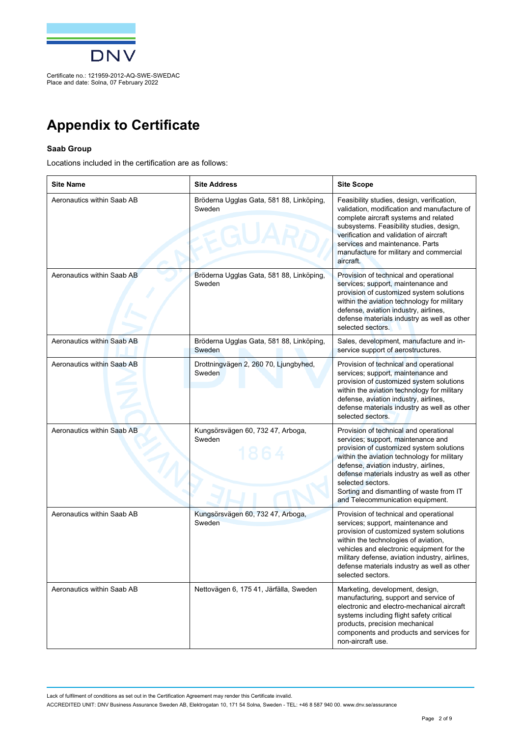Certificate no.: 121959-2012-AQ-SWE-SWEDAC
Place and date: Solna, 07 February 2022

# Appendix to Certificate

**Saab Group**

Locations included in the certification are as follows:

| Site Name | Site Address | Site Scope |
|---|---|---|
| Aeronautics within Saab AB | Bröderna Ugglas Gata, 581 88, Linköping, Sweden | Feasibility studies, design, verification, validation, modification and manufacture of complete aircraft systems and related subsystems. Feasibility studies, design, verification and validation of aircraft services and maintenance. Parts manufacture for military and commercial aircraft. |
| Aeronautics within Saab AB | Bröderna Ugglas Gata, 581 88, Linköping, Sweden | Provision of technical and operational services; support, maintenance and provision of customized system solutions within the aviation technology for military defense, aviation industry, airlines, defense materials industry as well as other selected sectors. |
| Aeronautics within Saab AB | Bröderna Ugglas Gata, 581 88, Linköping, Sweden | Sales, development, manufacture and in-service support of aerostructures. |
| Aeronautics within Saab AB | Drottningvägen 2, 260 70, Ljungbyhed, Sweden | Provision of technical and operational services; support, maintenance and provision of customized system solutions within the aviation technology for military defense, aviation industry, airlines, defense materials industry as well as other selected sectors. |
| Aeronautics within Saab AB | Kungsörsvägen 60, 732 47, Arboga, Sweden | Provision of technical and operational services; support, maintenance and provision of customized system solutions within the aviation technology for military defense, aviation industry, airlines, defense materials industry as well as other selected sectors. Sorting and dismantling of waste from IT and Telecommunication equipment. |
| Aeronautics within Saab AB | Kungsörsvägen 60, 732 47, Arboga, Sweden | Provision of technical and operational services; support, maintenance and provision of customized system solutions within the technologies of aviation, vehicles and electronic equipment for the military defense, aviation industry, airlines, defense materials industry as well as other selected sectors. |
| Aeronautics within Saab AB | Nettovägen 6, 175 41, Järfälla, Sweden | Marketing, development, design, manufacturing, support and service of electronic and electro-mechanical aircraft systems including flight safety critical products, precision mechanical components and products and services for non-aircraft use. |

Lack of fulfilment of conditions as set out in the Certification Agreement may render this Certificate invalid.

ACCREDITED UNIT: DNV Business Assurance Sweden AB, Elektrogatan 10, 171 54 Solna, Sweden - TEL: +46 8 587 940 00. www.dnv.se/assurance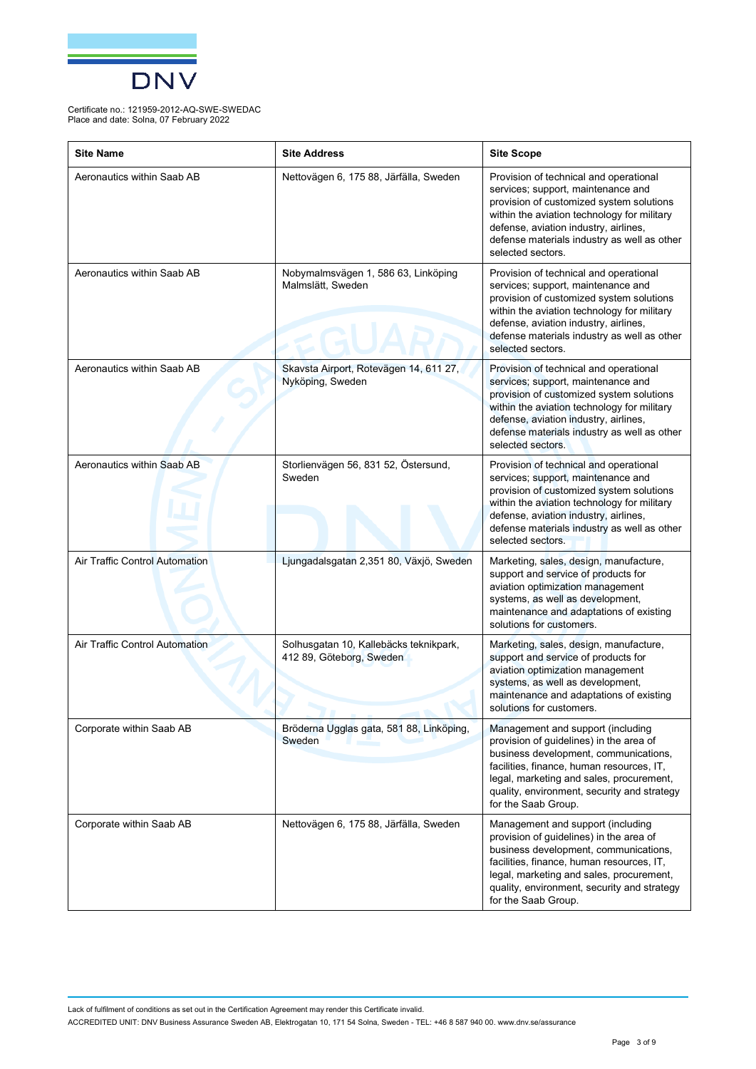Certificate no.: 121959-2012-AQ-SWE-SWEDAC
Place and date: Solna, 07 February 2022

| Site Name | Site Address | Site Scope |
|---|---|---|
| Aeronautics within Saab AB | Nettovägen 6, 175 88, Järfälla, Sweden | Provision of technical and operational services; support, maintenance and provision of customized system solutions within the aviation technology for military defense, aviation industry, airlines, defense materials industry as well as other selected sectors. |
| Aeronautics within Saab AB | Nobymalmsvägen 1, 586 63, Linköping Malmslätt, Sweden | Provision of technical and operational services; support, maintenance and provision of customized system solutions within the aviation technology for military defense, aviation industry, airlines, defense materials industry as well as other selected sectors. |
| Aeronautics within Saab AB | Skavsta Airport, Rotevägen 14, 611 27, Nyköping, Sweden | Provision of technical and operational services; support, maintenance and provision of customized system solutions within the aviation technology for military defense, aviation industry, airlines, defense materials industry as well as other selected sectors. |
| Aeronautics within Saab AB | Storlienvägen 56, 831 52, Östersund, Sweden | Provision of technical and operational services; support, maintenance and provision of customized system solutions within the aviation technology for military defense, aviation industry, airlines, defense materials industry as well as other selected sectors. |
| Air Traffic Control Automation | Ljungadalsgatan 2,351 80, Växjö, Sweden | Marketing, sales, design, manufacture, support and service of products for aviation optimization management systems, as well as development, maintenance and adaptations of existing solutions for customers. |
| Air Traffic Control Automation | Solhusgatan 10, Kallebäcks teknikpark, 412 89, Göteborg, Sweden | Marketing, sales, design, manufacture, support and service of products for aviation optimization management systems, as well as development, maintenance and adaptations of existing solutions for customers. |
| Corporate within Saab AB | Bröderna Ugglas gata, 581 88, Linköping, Sweden | Management and support (including provision of guidelines) in the area of business development, communications, facilities, finance, human resources, IT, legal, marketing and sales, procurement, quality, environment, security and strategy for the Saab Group. |
| Corporate within Saab AB | Nettovägen 6, 175 88, Järfälla, Sweden | Management and support (including provision of guidelines) in the area of business development, communications, facilities, finance, human resources, IT, legal, marketing and sales, procurement, quality, environment, security and strategy for the Saab Group. |

Lack of fulfilment of conditions as set out in the Certification Agreement may render this Certificate invalid.

ACCREDITED UNIT: DNV Business Assurance Sweden AB, Elektrogatan 10, 171 54 Solna, Sweden - TEL: +46 8 587 940 00. www.dnv.se/assurance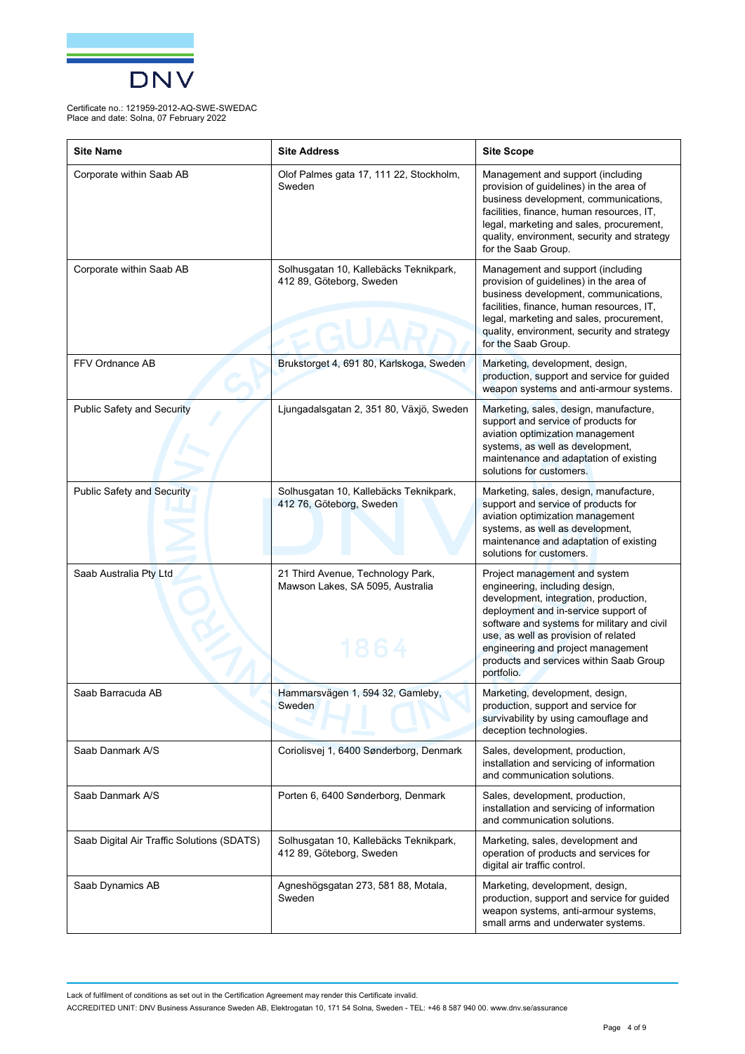Certificate no.: 121959-2012-AQ-SWE-SWEDAC
Place and date: Solna, 07 February 2022

| Site Name | Site Address | Site Scope |
|---|---|---|
| Corporate within Saab AB | Olof Palmes gata 17, 111 22, Stockholm, Sweden | Management and support (including provision of guidelines) in the area of business development, communications, facilities, finance, human resources, IT, legal, marketing and sales, procurement, quality, environment, security and strategy for the Saab Group. |
| Corporate within Saab AB | Solhusgatan 10, Kallebäcks Teknikpark, 412 89, Göteborg, Sweden | Management and support (including provision of guidelines) in the area of business development, communications, facilities, finance, human resources, IT, legal, marketing and sales, procurement, quality, environment, security and strategy for the Saab Group. |
| FFV Ordnance AB | Brukstorget 4, 691 80, Karlskoga, Sweden | Marketing, development, design, production, support and service for guided weapon systems and anti-armour systems. |
| Public Safety and Security | Ljungadalsgatan 2, 351 80, Växjö, Sweden | Marketing, sales, design, manufacture, support and service of products for aviation optimization management systems, as well as development, maintenance and adaptation of existing solutions for customers. |
| Public Safety and Security | Solhusgatan 10, Kallebäcks Teknikpark, 412 76, Göteborg, Sweden | Marketing, sales, design, manufacture, support and service of products for aviation optimization management systems, as well as development, maintenance and adaptation of existing solutions for customers. |
| Saab Australia Pty Ltd | 21 Third Avenue, Technology Park, Mawson Lakes, SA 5095, Australia | Project management and system engineering, including design, development, integration, production, deployment and in-service support of software and systems for military and civil use, as well as provision of related engineering and project management products and services within Saab Group portfolio. |
| Saab Barracuda AB | Hammarsvägen 1, 594 32, Gamleby, Sweden | Marketing, development, design, production, support and service for survivability by using camouflage and deception technologies. |
| Saab Danmark A/S | Coriolisvej 1, 6400 Sønderborg, Denmark | Sales, development, production, installation and servicing of information and communication solutions. |
| Saab Danmark A/S | Porten 6, 6400 Sønderborg, Denmark | Sales, development, production, installation and servicing of information and communication solutions. |
| Saab Digital Air Traffic Solutions (SDATS) | Solhusgatan 10, Kallebäcks Teknikpark, 412 89, Göteborg, Sweden | Marketing, sales, development and operation of products and services for digital air traffic control. |
| Saab Dynamics AB | Agneshögsgatan 273, 581 88, Motala, Sweden | Marketing, development, design, production, support and service for guided weapon systems, anti-armour systems, small arms and underwater systems. |

Lack of fulfilment of conditions as set out in the Certification Agreement may render this Certificate invalid.

ACCREDITED UNIT: DNV Business Assurance Sweden AB, Elektrogatan 10, 171 54 Solna, Sweden - TEL: +46 8 587 940 00. www.dnv.se/assurance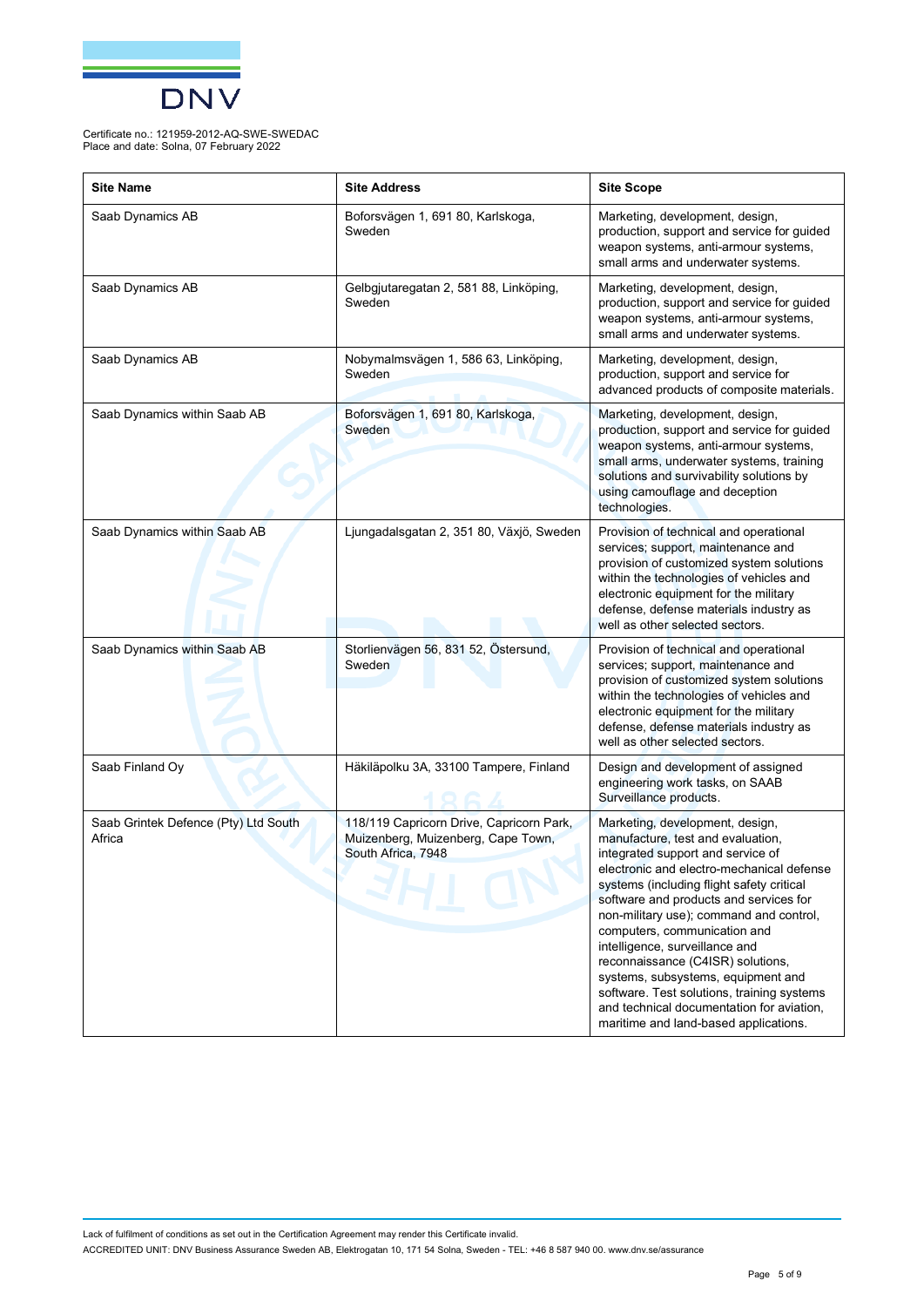Certificate no.: 121959-2012-AQ-SWE-SWEDAC
Place and date: Solna, 07 February 2022

| Site Name | Site Address | Site Scope |
| --- | --- | --- |
| Saab Dynamics AB | Boforsvägen 1, 691 80, Karlskoga, Sweden | Marketing, development, design, production, support and service for guided weapon systems, anti-armour systems, small arms and underwater systems. |
| Saab Dynamics AB | Gelbgjutaregatan 2, 581 88, Linköping, Sweden | Marketing, development, design, production, support and service for guided weapon systems, anti-armour systems, small arms and underwater systems. |
| Saab Dynamics AB | Nobymalmsvägen 1, 586 63, Linköping, Sweden | Marketing, development, design, production, support and service for advanced products of composite materials. |
| Saab Dynamics within Saab AB | Boforsvägen 1, 691 80, Karlskoga, Sweden | Marketing, development, design, production, support and service for guided weapon systems, anti-armour systems, small arms, underwater systems, training solutions and survivability solutions by using camouflage and deception technologies. |
| Saab Dynamics within Saab AB | Ljungadalsgatan 2, 351 80, Växjö, Sweden | Provision of technical and operational services; support, maintenance and provision of customized system solutions within the technologies of vehicles and electronic equipment for the military defense, defense materials industry as well as other selected sectors. |
| Saab Dynamics within Saab AB | Storlienvägen 56, 831 52, Östersund, Sweden | Provision of technical and operational services; support, maintenance and provision of customized system solutions within the technologies of vehicles and electronic equipment for the military defense, defense materials industry as well as other selected sectors. |
| Saab Finland Oy | Häkiläpolku 3A, 33100 Tampere, Finland | Design and development of assigned engineering work tasks, on SAAB Surveillance products. |
| Saab Grintek Defence (Pty) Ltd South Africa | 118/119 Capricorn Drive, Capricorn Park, Muizenberg, Muizenberg, Cape Town, South Africa, 7948 | Marketing, development, design, manufacture, test and evaluation, integrated support and service of electronic and electro-mechanical defense systems (including flight safety critical software and products and services for non-military use); command and control, computers, communication and intelligence, surveillance and reconnaissance (C4ISR) solutions, systems, subsystems, equipment and software. Test solutions, training systems and technical documentation for aviation, maritime and land-based applications. |

Lack of fulfilment of conditions as set out in the Certification Agreement may render this Certificate invalid.

ACCREDITED UNIT: DNV Business Assurance Sweden AB, Elektrogatan 10, 171 54 Solna, Sweden - TEL: +46 8 587 940 00. www.dnv.se/assurance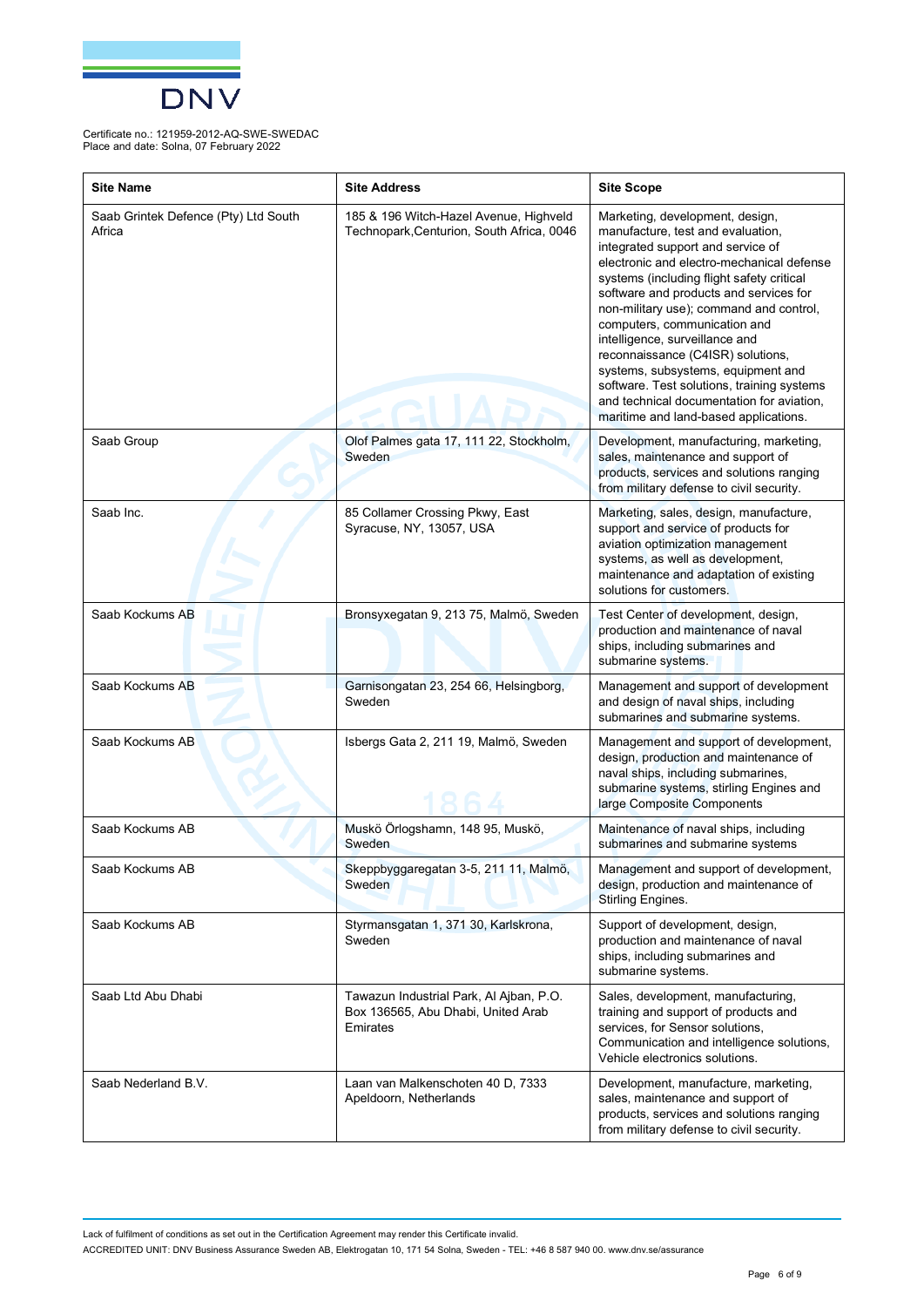Certificate no.: 121959-2012-AQ-SWE-SWEDAC
Place and date: Solna, 07 February 2022

| Site Name | Site Address | Site Scope |
|---|---|---|
| Saab Grintek Defence (Pty) Ltd South Africa | 185 & 196 Witch-Hazel Avenue, Highveld Technopark,Centurion, South Africa, 0046 | Marketing, development, design, manufacture, test and evaluation, integrated support and service of electronic and electro-mechanical defense systems (including flight safety critical software and products and services for non-military use); command and control, computers, communication and intelligence, surveillance and reconnaissance (C4ISR) solutions, systems, subsystems, equipment and software. Test solutions, training systems and technical documentation for aviation, maritime and land-based applications. |
| Saab Group | Olof Palmes gata 17, 111 22, Stockholm, Sweden | Development, manufacturing, marketing, sales, maintenance and support of products, services and solutions ranging from military defense to civil security. |
| Saab Inc. | 85 Collamer Crossing Pkwy, East Syracuse, NY, 13057, USA | Marketing, sales, design, manufacture, support and service of products for aviation optimization management systems, as well as development, maintenance and adaptation of existing solutions for customers. |
| Saab Kockums AB | Bronsyxegatan 9, 213 75, Malmö, Sweden | Test Center of development, design, production and maintenance of naval ships, including submarines and submarine systems. |
| Saab Kockums AB | Garnisongatan 23, 254 66, Helsingborg, Sweden | Management and support of development and design of naval ships, including submarines and submarine systems. |
| Saab Kockums AB | Isbergs Gata 2, 211 19, Malmö, Sweden | Management and support of development, design, production and maintenance of naval ships, including submarines, submarine systems, stirling Engines and large Composite Components |
| Saab Kockums AB | Muskö Örlogshamn, 148 95, Muskö, Sweden | Maintenance of naval ships, including submarines and submarine systems |
| Saab Kockums AB | Skeppbyggaregatan 3-5, 211 11, Malmö, Sweden | Management and support of development, design, production and maintenance of Stirling Engines. |
| Saab Kockums AB | Styrmansgatan 1, 371 30, Karlskrona, Sweden | Support of development, design, production and maintenance of naval ships, including submarines and submarine systems. |
| Saab Ltd Abu Dhabi | Tawazun Industrial Park, Al Ajban, P.O. Box 136565, Abu Dhabi, United Arab Emirates | Sales, development, manufacturing, training and support of products and services, for Sensor solutions, Communication and intelligence solutions, Vehicle electronics solutions. |
| Saab Nederland B.V. | Laan van Malkenschoten 40 D, 7333 Apeldoorn, Netherlands | Development, manufacture, marketing, sales, maintenance and support of products, services and solutions ranging from military defense to civil security. |

Lack of fulfilment of conditions as set out in the Certification Agreement may render this Certificate invalid.

ACCREDITED UNIT: DNV Business Assurance Sweden AB, Elektrogatan 10, 171 54 Solna, Sweden - TEL: +46 8 587 940 00. www.dnv.se/assurance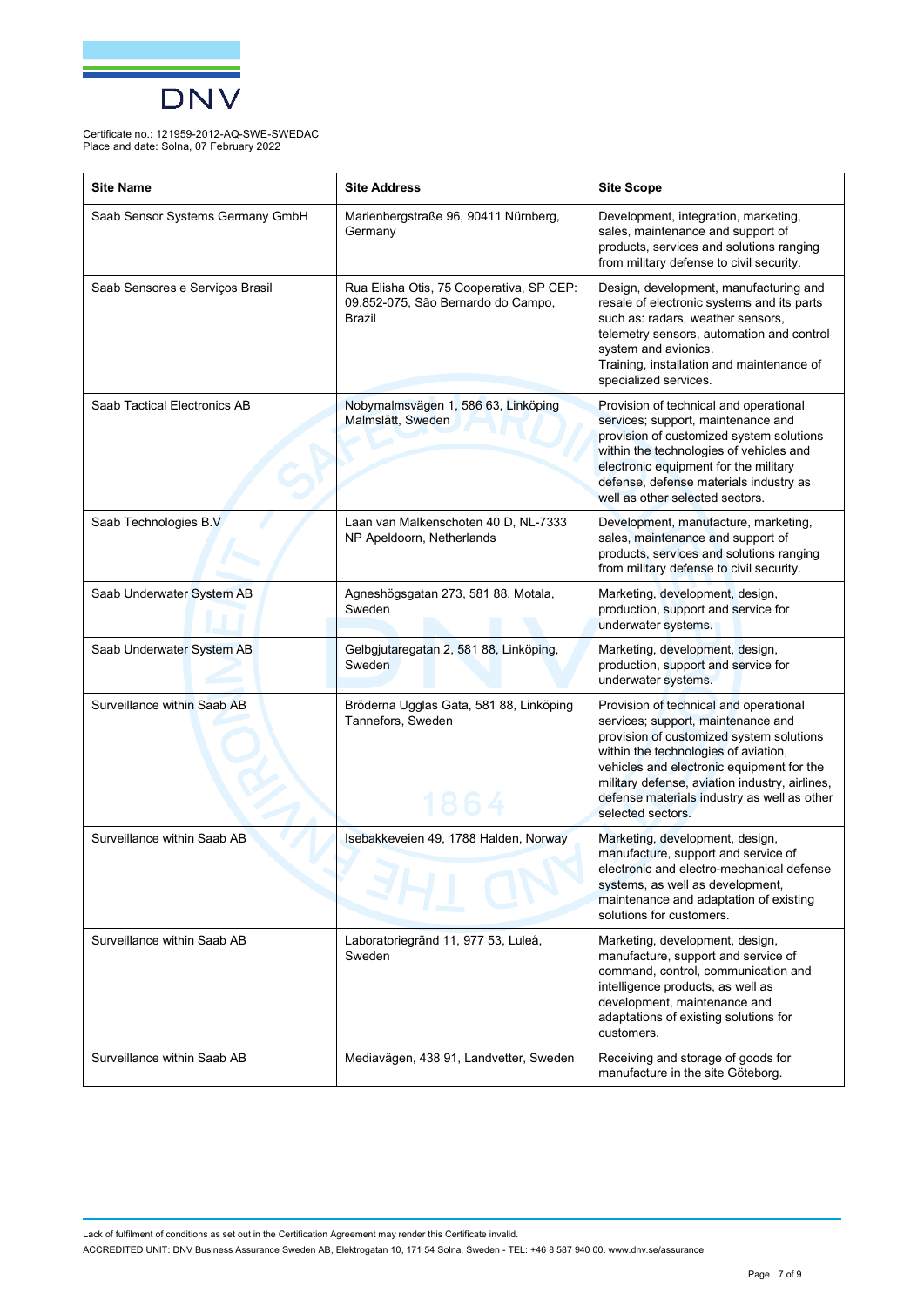Certificate no.: 121959-2012-AQ-SWE-SWEDAC
Place and date: Solna, 07 February 2022

| Site Name | Site Address | Site Scope |
|---|---|---|
| Saab Sensor Systems Germany GmbH | Marienbergstraße 96, 90411 Nürnberg, Germany | Development, integration, marketing, sales, maintenance and support of products, services and solutions ranging from military defense to civil security. |
| Saab Sensores e Serviços Brasil | Rua Elisha Otis, 75 Cooperativa, SP CEP: 09.852-075, São Bernardo do Campo, Brazil | Design, development, manufacturing and resale of electronic systems and its parts such as: radars, weather sensors, telemetry sensors, automation and control system and avionics. Training, installation and maintenance of specialized services. |
| Saab Tactical Electronics AB | Nobymalmsvägen 1, 586 63, Linköping Malmslätt, Sweden | Provision of technical and operational services; support, maintenance and provision of customized system solutions within the technologies of vehicles and electronic equipment for the military defense, defense materials industry as well as other selected sectors. |
| Saab Technologies B.V | Laan van Malkenschoten 40 D, NL-7333 NP Apeldoorn, Netherlands | Development, manufacture, marketing, sales, maintenance and support of products, services and solutions ranging from military defense to civil security. |
| Saab Underwater System AB | Agneshögsgatan 273, 581 88, Motala, Sweden | Marketing, development, design, production, support and service for underwater systems. |
| Saab Underwater System AB | Gelbgjutaregatan 2, 581 88, Linköping, Sweden | Marketing, development, design, production, support and service for underwater systems. |
| Surveillance within Saab AB | Bröderna Ugglas Gata, 581 88, Linköping Tannefors, Sweden | Provision of technical and operational services; support, maintenance and provision of customized system solutions within the technologies of aviation, vehicles and electronic equipment for the military defense, aviation industry, airlines, defense materials industry as well as other selected sectors. |
| Surveillance within Saab AB | Isebakkeveien 49, 1788 Halden, Norway | Marketing, development, design, manufacture, support and service of electronic and electro-mechanical defense systems, as well as development, maintenance and adaptation of existing solutions for customers. |
| Surveillance within Saab AB | Laboratoriegränd 11, 977 53, Luleå, Sweden | Marketing, development, design, manufacture, support and service of command, control, communication and intelligence products, as well as development, maintenance and adaptations of existing solutions for customers. |
| Surveillance within Saab AB | Mediavägen, 438 91, Landvetter, Sweden | Receiving and storage of goods for manufacture in the site Göteborg. |

Lack of fulfilment of conditions as set out in the Certification Agreement may render this Certificate invalid.
ACCREDITED UNIT: DNV Business Assurance Sweden AB, Elektrogatan 10, 171 54 Solna, Sweden - TEL: +46 8 587 940 00. www.dnv.se/assurance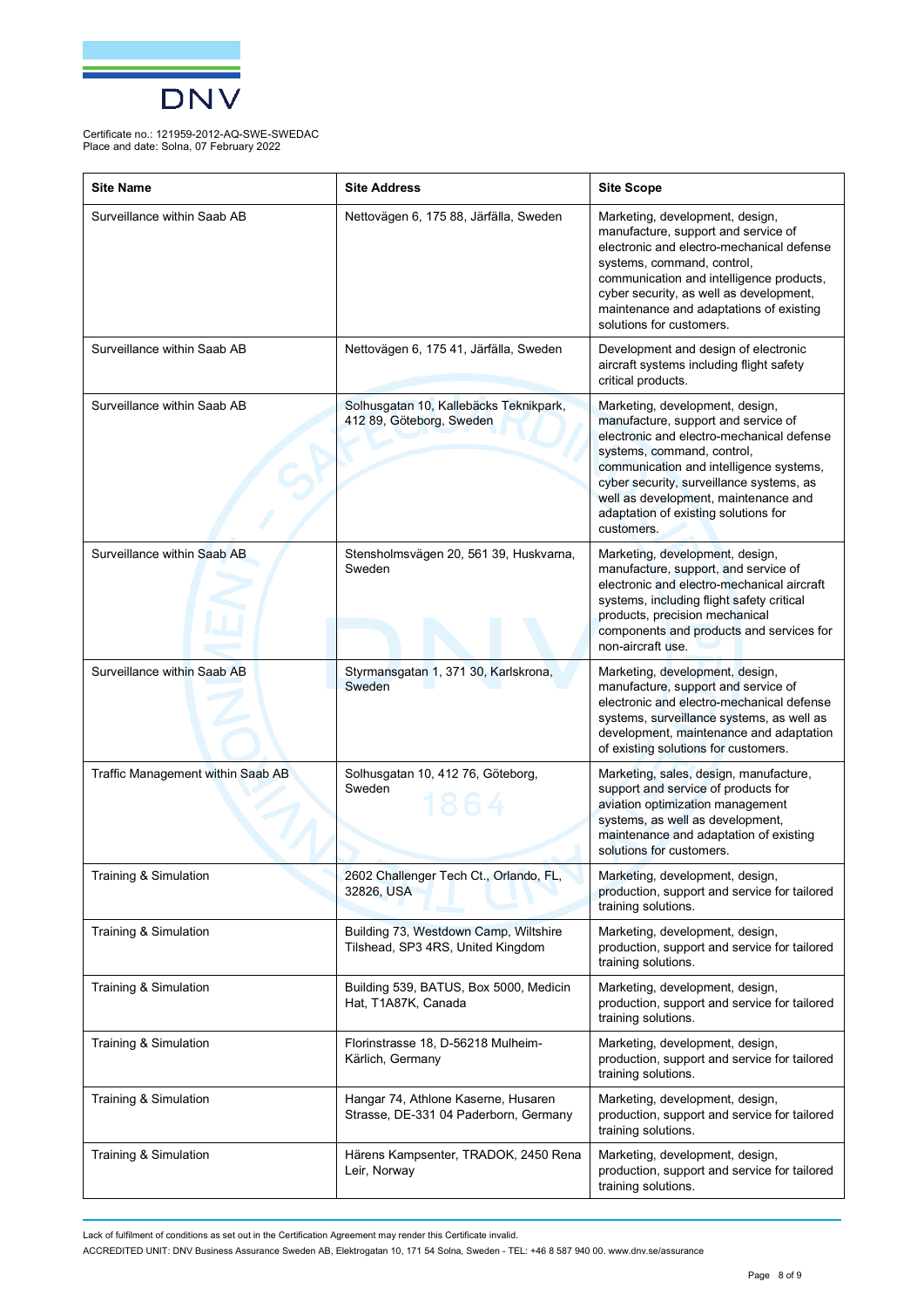Certificate no.: 121959-2012-AQ-SWE-SWEDAC
Place and date: Solna, 07 February 2022

| Site Name | Site Address | Site Scope |
|---|---|---|
| Surveillance within Saab AB | Nettovägen 6, 175 88, Järfälla, Sweden | Marketing, development, design, manufacture, support and service of electronic and electro-mechanical defense systems, command, control, communication and intelligence products, cyber security, as well as development, maintenance and adaptations of existing solutions for customers. |
| Surveillance within Saab AB | Nettovägen 6, 175 41, Järfälla, Sweden | Development and design of electronic aircraft systems including flight safety critical products. |
| Surveillance within Saab AB | Solhusgatan 10, Kallebäcks Teknikpark, 412 89, Göteborg, Sweden | Marketing, development, design, manufacture, support and service of electronic and electro-mechanical defense systems, command, control, communication and intelligence systems, cyber security, surveillance systems, as well as development, maintenance and adaptation of existing solutions for customers. |
| Surveillance within Saab AB | Stensholmsvägen 20, 561 39, Huskvarna, Sweden | Marketing, development, design, manufacture, support, and service of electronic and electro-mechanical aircraft systems, including flight safety critical products, precision mechanical components and products and services for non-aircraft use. |
| Surveillance within Saab AB | Styrmansgatan 1, 371 30, Karlskrona, Sweden | Marketing, development, design, manufacture, support and service of electronic and electro-mechanical defense systems, surveillance systems, as well as development, maintenance and adaptation of existing solutions for customers. |
| Traffic Management within Saab AB | Solhusgatan 10, 412 76, Göteborg, Sweden | Marketing, sales, design, manufacture, support and service of products for aviation optimization management systems, as well as development, maintenance and adaptation of existing solutions for customers. |
| Training & Simulation | 2602 Challenger Tech Ct., Orlando, FL, 32826, USA | Marketing, development, design, production, support and service for tailored training solutions. |
| Training & Simulation | Building 73, Westdown Camp, Wiltshire Tilshead, SP3 4RS, United Kingdom | Marketing, development, design, production, support and service for tailored training solutions. |
| Training & Simulation | Building 539, BATUS, Box 5000, Medicin Hat, T1A87K, Canada | Marketing, development, design, production, support and service for tailored training solutions. |
| Training & Simulation | Florinstrasse 18, D-56218 Mulheim-Kärlich, Germany | Marketing, development, design, production, support and service for tailored training solutions. |
| Training & Simulation | Hangar 74, Athlone Kaserne, Husaren Strasse, DE-331 04 Paderborn, Germany | Marketing, development, design, production, support and service for tailored training solutions. |
| Training & Simulation | Härens Kampsenter, TRADOK, 2450 Rena Leir, Norway | Marketing, development, design, production, support and service for tailored training solutions. |

Lack of fulfilment of conditions as set out in the Certification Agreement may render this Certificate invalid.

ACCREDITED UNIT: DNV Business Assurance Sweden AB, Elektrogatan 10, 171 54 Solna, Sweden - TEL: +46 8 587 940 00. www.dnv.se/assurance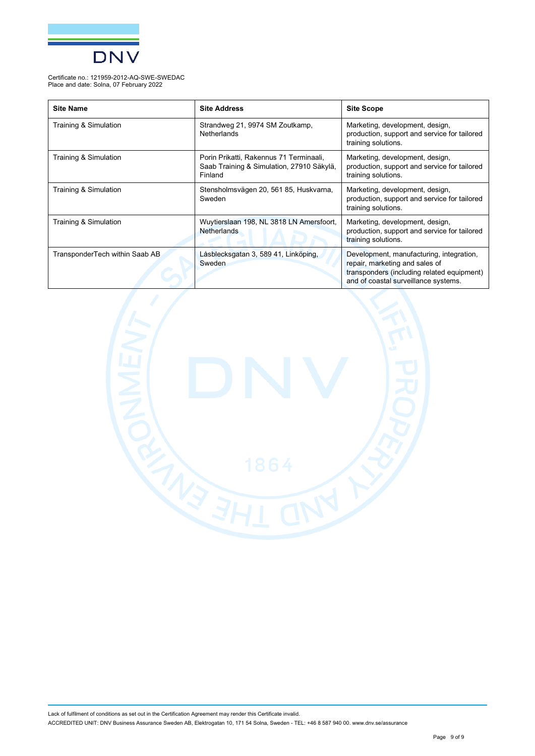Certificate no.: 121959-2012-AQ-SWE-SWEDAC
Place and date: Solna, 07 February 2022

| Site Name | Site Address | Site Scope |
| --- | --- | --- |
| Training & Simulation | Strandweg 21, 9974 SM Zoutkamp, Netherlands | Marketing, development, design, production, support and service for tailored training solutions. |
| Training & Simulation | Porin Prikatti, Rakennus 71 Terminaali, Saab Training & Simulation, 27910 Säkylä, Finland | Marketing, development, design, production, support and service for tailored training solutions. |
| Training & Simulation | Stensholmsvägen 20, 561 85, Huskvarna, Sweden | Marketing, development, design, production, support and service for tailored training solutions. |
| Training & Simulation | Wuytierslaan 198, NL 3818 LN Amersfoort, Netherlands | Marketing, development, design, production, support and service for tailored training solutions. |
| TransponderTech within Saab AB | Låsblecksgatan 3, 589 41, Linköping, Sweden | Development, manufacturing, integration, repair, marketing and sales of transponders (including related equipment) and of coastal surveillance systems. |

Lack of fulfilment of conditions as set out in the Certification Agreement may render this Certificate invalid.

ACCREDITED UNIT: DNV Business Assurance Sweden AB, Elektrogatan 10, 171 54 Solna, Sweden - TEL: +46 8 587 940 00. www.dnv.se/assurance